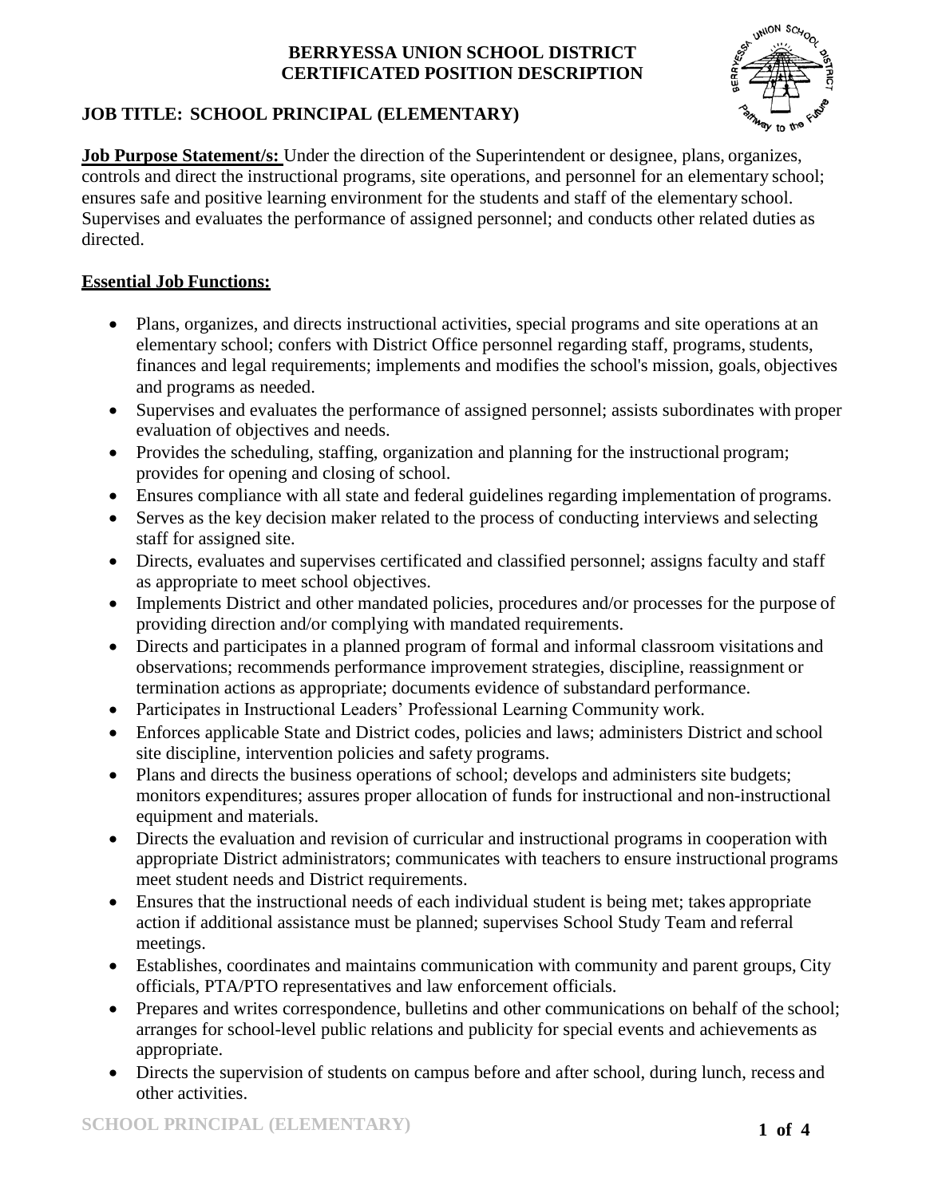**BERRYESSA UNION SCHOOL DISTRICT**
**CERTIFICATED POSITION DESCRIPTION**

## JOB TITLE: SCHOOL PRINCIPAL (ELEMENTARY)

**Job Purpose Statement/s:** Under the direction of the Superintendent or designee, plans, organizes, controls and direct the instructional programs, site operations, and personnel for an elementary school; ensures safe and positive learning environment for the students and staff of the elementary school. Supervises and evaluates the performance of assigned personnel; and conducts other related duties as directed.

**Essential Job Functions:**

- Plans, organizes, and directs instructional activities, special programs and site operations at an elementary school; confers with District Office personnel regarding staff, programs, students, finances and legal requirements; implements and modifies the school's mission, goals, objectives and programs as needed.
- Supervises and evaluates the performance of assigned personnel; assists subordinates with proper evaluation of objectives and needs.
- Provides the scheduling, staffing, organization and planning for the instructional program; provides for opening and closing of school.
- Ensures compliance with all state and federal guidelines regarding implementation of programs.
- Serves as the key decision maker related to the process of conducting interviews and selecting staff for assigned site.
- Directs, evaluates and supervises certificated and classified personnel; assigns faculty and staff as appropriate to meet school objectives.
- Implements District and other mandated policies, procedures and/or processes for the purpose of providing direction and/or complying with mandated requirements.
- Directs and participates in a planned program of formal and informal classroom visitations and observations; recommends performance improvement strategies, discipline, reassignment or termination actions as appropriate; documents evidence of substandard performance.
- Participates in Instructional Leaders' Professional Learning Community work.
- Enforces applicable State and District codes, policies and laws; administers District and school site discipline, intervention policies and safety programs.
- Plans and directs the business operations of school; develops and administers site budgets; monitors expenditures; assures proper allocation of funds for instructional and non-instructional equipment and materials.
- Directs the evaluation and revision of curricular and instructional programs in cooperation with appropriate District administrators; communicates with teachers to ensure instructional programs meet student needs and District requirements.
- Ensures that the instructional needs of each individual student is being met; takes appropriate action if additional assistance must be planned; supervises School Study Team and referral meetings.
- Establishes, coordinates and maintains communication with community and parent groups, City officials, PTA/PTO representatives and law enforcement officials.
- Prepares and writes correspondence, bulletins and other communications on behalf of the school; arranges for school-level public relations and publicity for special events and achievements as appropriate.
- Directs the supervision of students on campus before and after school, during lunch, recess and other activities.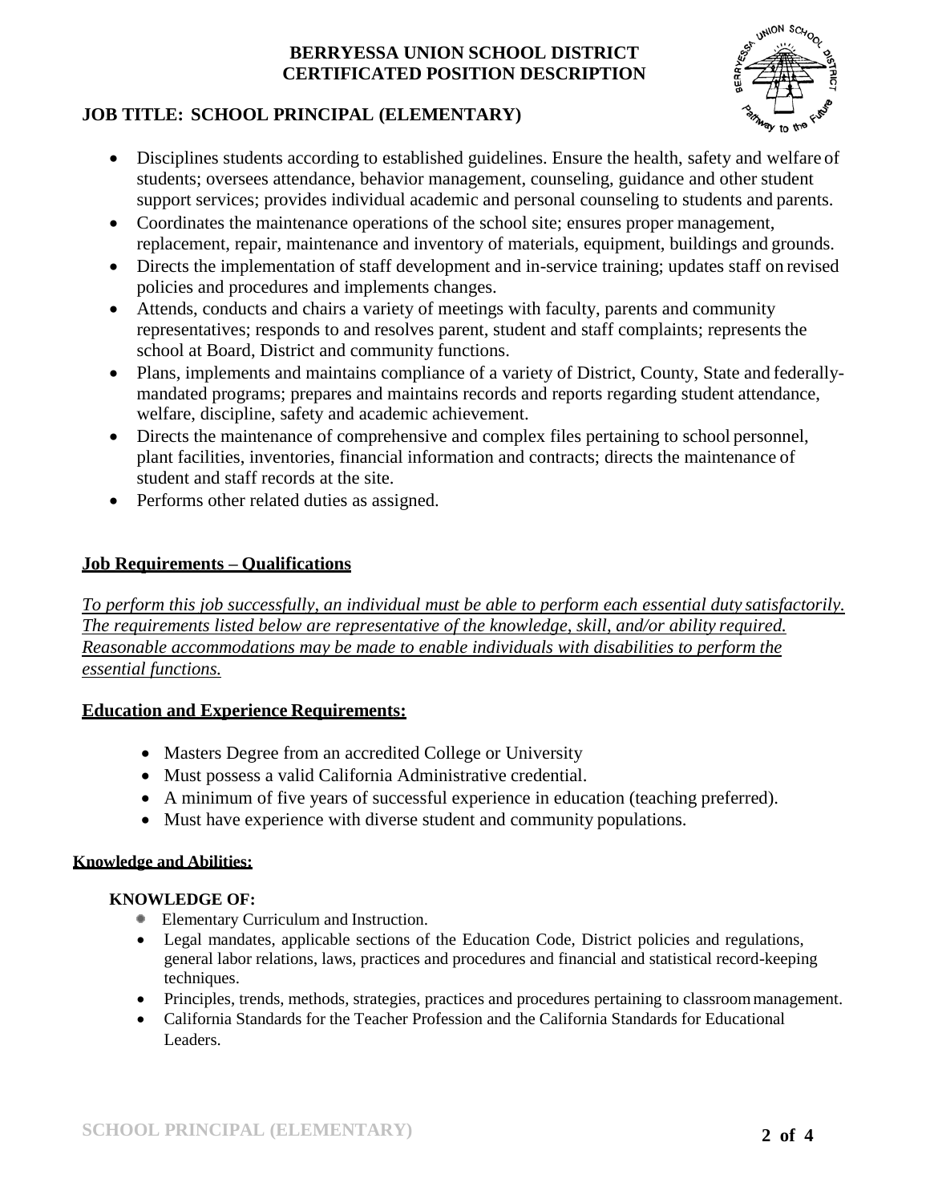**BERRYESSA UNION SCHOOL DISTRICT**
**CERTIFICATED POSITION DESCRIPTION**

**JOB TITLE: SCHOOL PRINCIPAL (ELEMENTARY)**

- Disciplines students according to established guidelines. Ensure the health, safety and welfare of students; oversees attendance, behavior management, counseling, guidance and other student support services; provides individual academic and personal counseling to students and parents.
- Coordinates the maintenance operations of the school site; ensures proper management, replacement, repair, maintenance and inventory of materials, equipment, buildings and grounds.
- Directs the implementation of staff development and in-service training; updates staff on revised policies and procedures and implements changes.
- Attends, conducts and chairs a variety of meetings with faculty, parents and community representatives; responds to and resolves parent, student and staff complaints; represents the school at Board, District and community functions.
- Plans, implements and maintains compliance of a variety of District, County, State and federally-mandated programs; prepares and maintains records and reports regarding student attendance, welfare, discipline, safety and academic achievement.
- Directs the maintenance of comprehensive and complex files pertaining to school personnel, plant facilities, inventories, financial information and contracts; directs the maintenance of student and staff records at the site.
- Performs other related duties as assigned.

## Job Requirements – Qualifications

*To perform this job successfully, an individual must be able to perform each essential duty satisfactorily. The requirements listed below are representative of the knowledge, skill, and/or ability required. Reasonable accommodations may be made to enable individuals with disabilities to perform the essential functions.*

### Education and Experience Requirements:

- Masters Degree from an accredited College or University
- Must possess a valid California Administrative credential.
- A minimum of five years of successful experience in education (teaching preferred).
- Must have experience with diverse student and community populations.

### Knowledge and Abilities:

**KNOWLEDGE OF:**

- Elementary Curriculum and Instruction.
- Legal mandates, applicable sections of the Education Code, District policies and regulations, general labor relations, laws, practices and procedures and financial and statistical record-keeping techniques.
- Principles, trends, methods, strategies, practices and procedures pertaining to classroom management.
- California Standards for the Teacher Profession and the California Standards for Educational Leaders.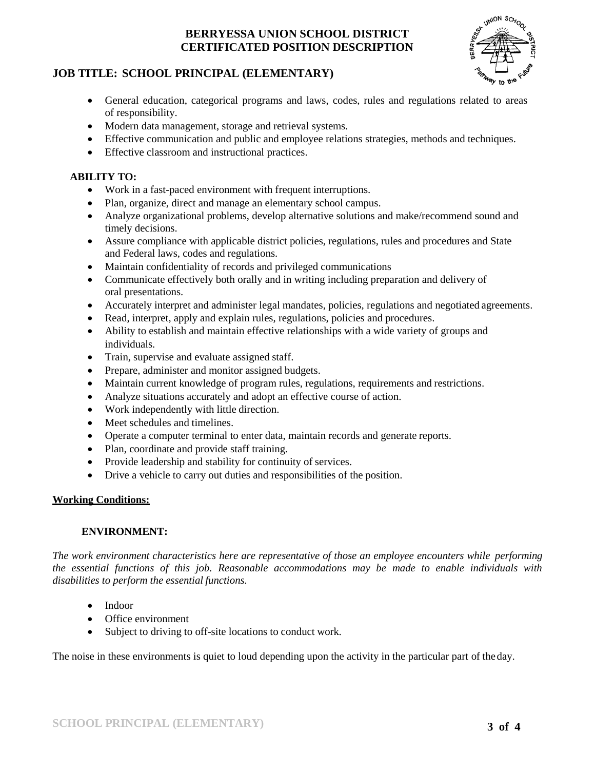- General education, categorical programs and laws, codes, rules and regulations related to areas of responsibility.
- Modern data management, storage and retrieval systems.
- Effective communication and public and employee relations strategies, methods and techniques.
- Effective classroom and instructional practices.

**ABILITY TO:**

- Work in a fast-paced environment with frequent interruptions.
- Plan, organize, direct and manage an elementary school campus.
- Analyze organizational problems, develop alternative solutions and make/recommend sound and timely decisions.
- Assure compliance with applicable district policies, regulations, rules and procedures and State and Federal laws, codes and regulations.
- Maintain confidentiality of records and privileged communications
- Communicate effectively both orally and in writing including preparation and delivery of oral presentations.
- Accurately interpret and administer legal mandates, policies, regulations and negotiated agreements.
- Read, interpret, apply and explain rules, regulations, policies and procedures.
- Ability to establish and maintain effective relationships with a wide variety of groups and individuals.
- Train, supervise and evaluate assigned staff.
- Prepare, administer and monitor assigned budgets.
- Maintain current knowledge of program rules, regulations, requirements and restrictions.
- Analyze situations accurately and adopt an effective course of action.
- Work independently with little direction.
- Meet schedules and timelines.
- Operate a computer terminal to enter data, maintain records and generate reports.
- Plan, coordinate and provide staff training.
- Provide leadership and stability for continuity of services.
- Drive a vehicle to carry out duties and responsibilities of the position.

## Working Conditions:

### ENVIRONMENT:

*The work environment characteristics here are representative of those an employee encounters while performing the essential functions of this job. Reasonable accommodations may be made to enable individuals with disabilities to perform the essential functions.*

- Indoor
- Office environment
- Subject to driving to off-site locations to conduct work.

The noise in these environments is quiet to loud depending upon the activity in the particular part of the day.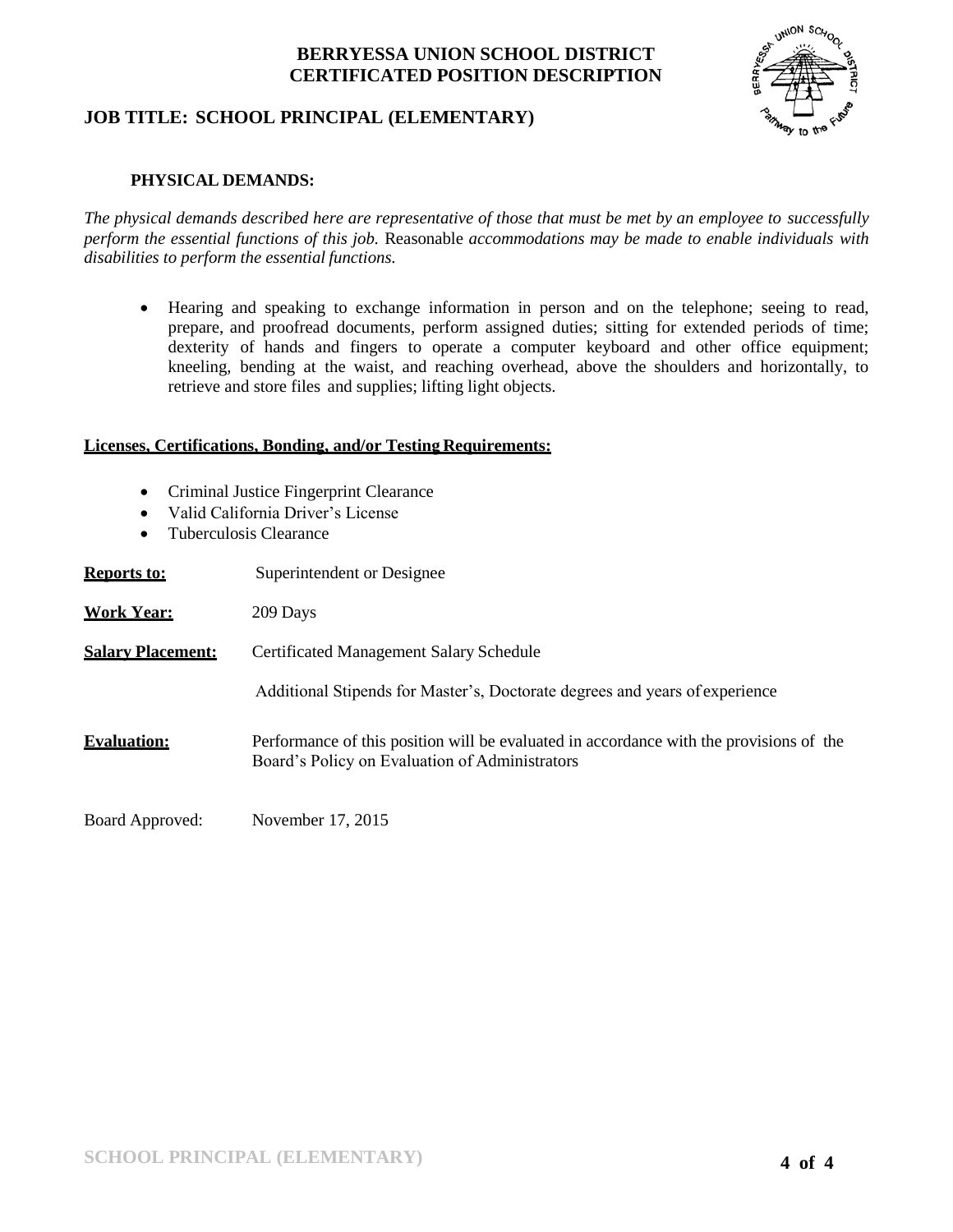# BERRYESSA UNION SCHOOL DISTRICT CERTIFICATED POSITION DESCRIPTION

## JOB TITLE: SCHOOL PRINCIPAL (ELEMENTARY)

### PHYSICAL DEMANDS:

*The physical demands described here are representative of those that must be met by an employee to successfully perform the essential functions of this job.* Reasonable *accommodations may be made to enable individuals with disabilities to perform the essential functions.*

- Hearing and speaking to exchange information in person and on the telephone; seeing to read, prepare, and proofread documents, perform assigned duties; sitting for extended periods of time; dexterity of hands and fingers to operate a computer keyboard and other office equipment; kneeling, bending at the waist, and reaching overhead, above the shoulders and horizontally, to retrieve and store files and supplies; lifting light objects.

**Licenses, Certifications, Bonding, and/or Testing Requirements:**

- Criminal Justice Fingerprint Clearance
- Valid California Driver's License
- Tuberculosis Clearance

**Reports to:** Superintendent or Designee

**Work Year:** 209 Days

**Salary Placement:** Certificated Management Salary Schedule

Additional Stipends for Master's, Doctorate degrees and years of experience

**Evaluation:** Performance of this position will be evaluated in accordance with the provisions of the Board's Policy on Evaluation of Administrators

Board Approved: November 17, 2015